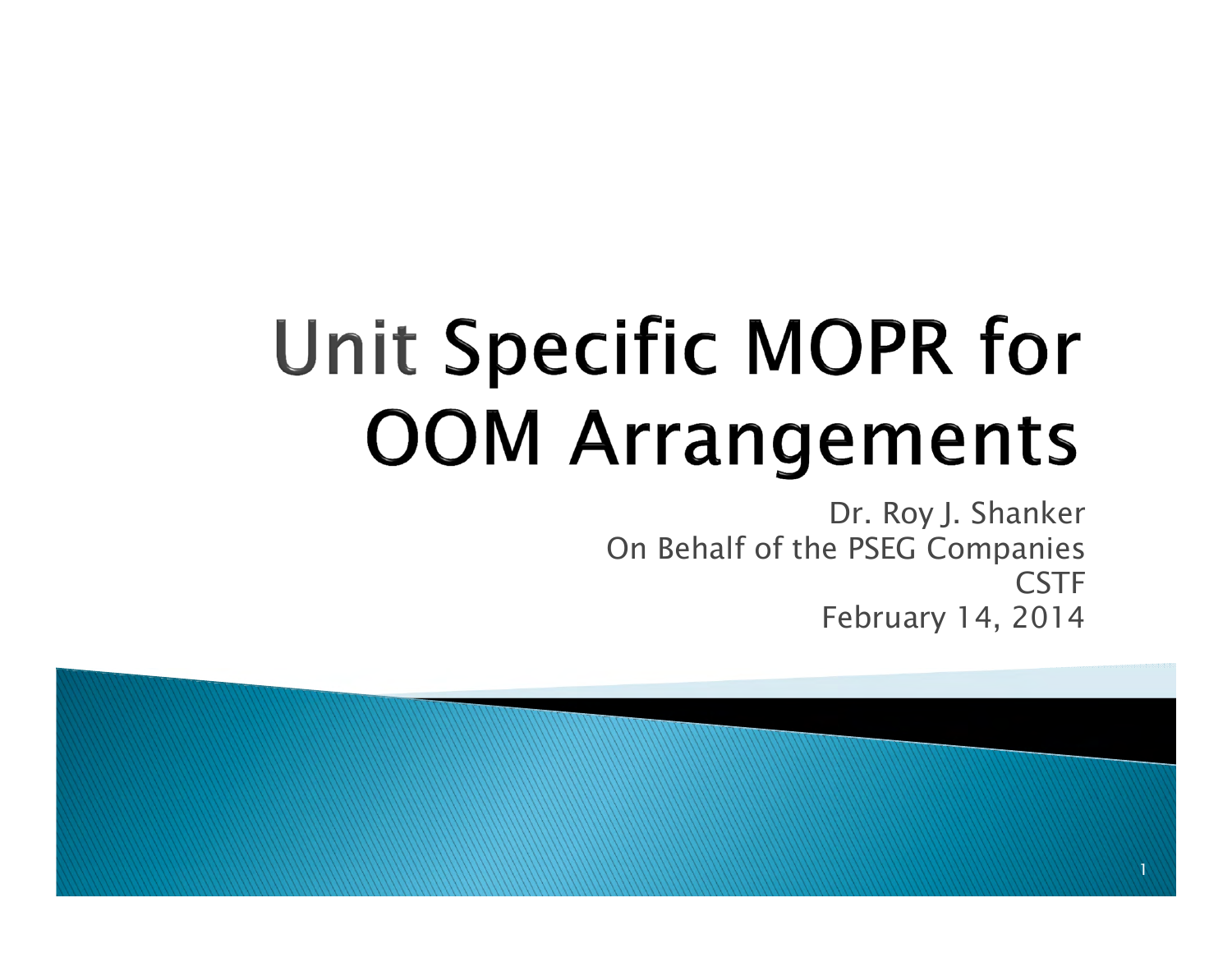# Unit Specific MOPR for OOM Arrangements

Dr. Roy J. Shanker
On Behalf of the PSEG Companies
CSTF
February 14, 2014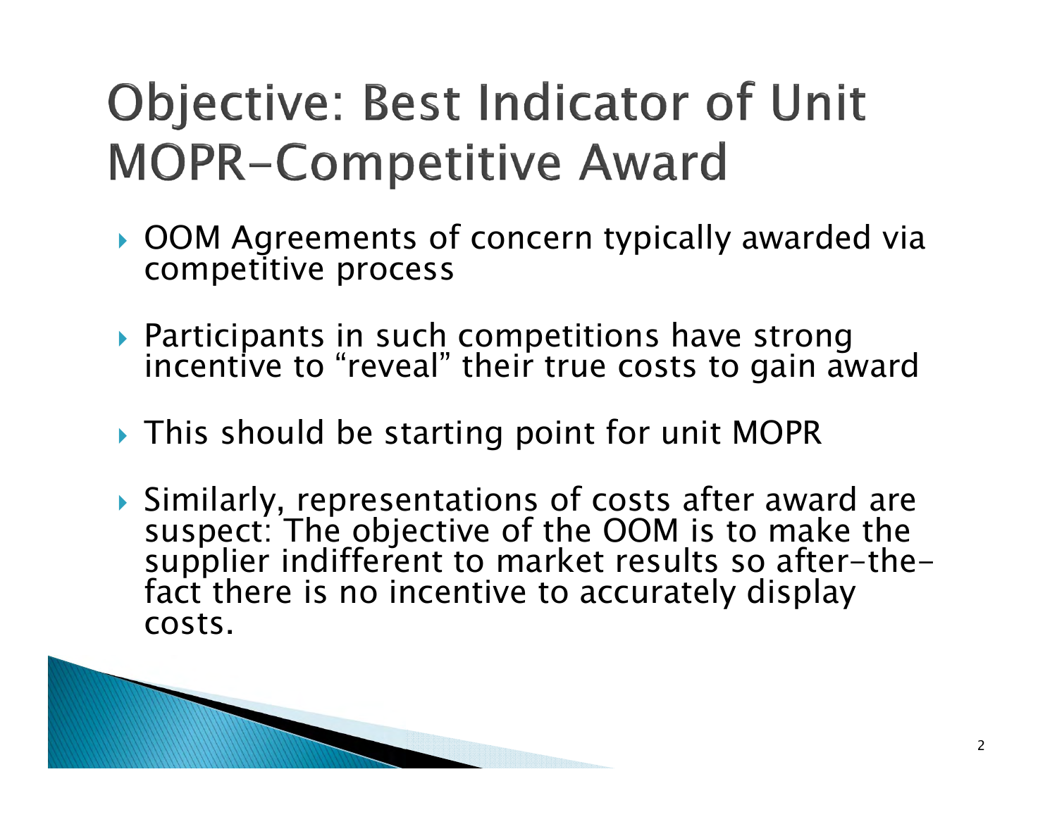# Objective: Best Indicator of Unit MOPR-Competitive Award

- OOM Agreements of concern typically awarded via competitive process
- Participants in such competitions have strong incentive to "reveal" their true costs to gain award
- This should be starting point for unit MOPR
- Similarly, representations of costs after award are suspect: The objective of the OOM is to make the supplier indifferent to market results so after-the-fact there is no incentive to accurately display costs.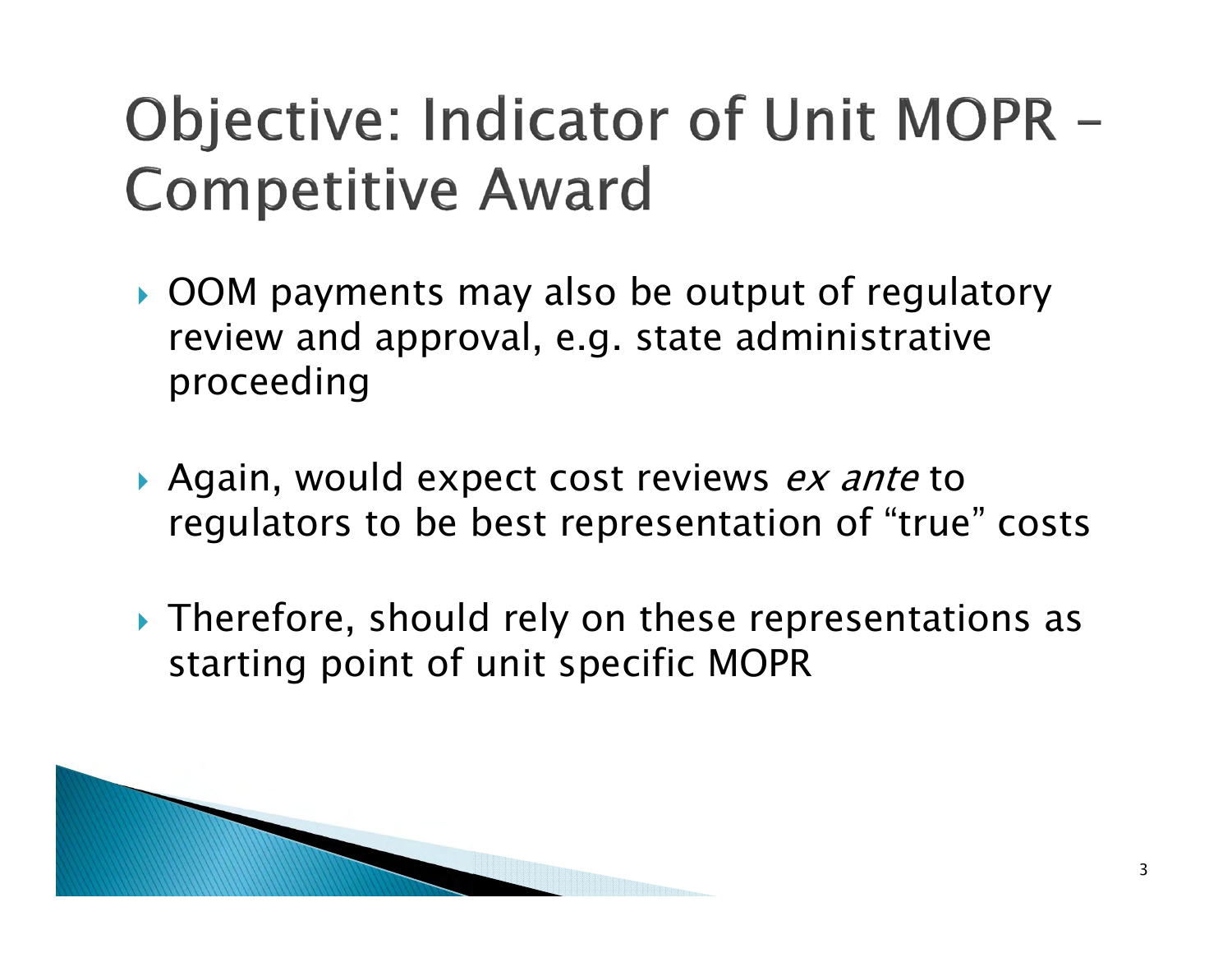# Objective: Indicator of Unit MOPR – Competitive Award

- OOM payments may also be output of regulatory review and approval, e.g. state administrative proceeding
- Again, would expect cost reviews *ex ante* to regulators to be best representation of "true" costs
- Therefore, should rely on these representations as starting point of unit specific MOPR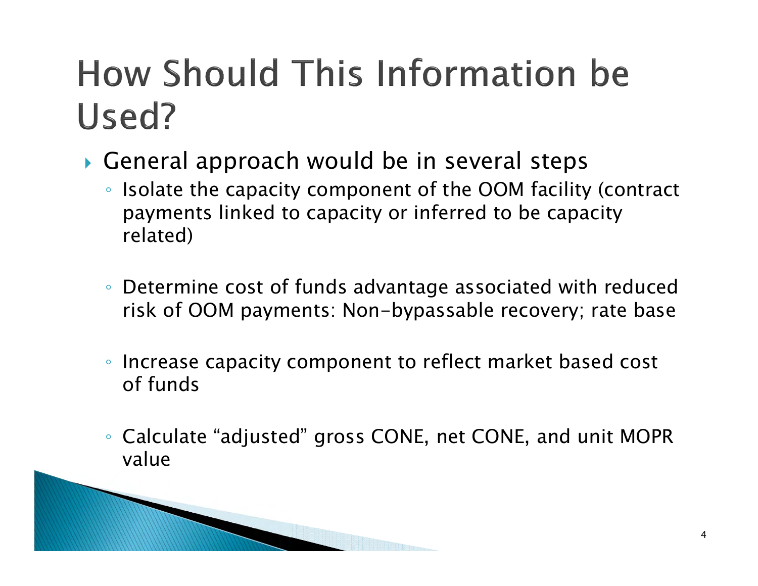# How Should This Information be Used?

- General approach would be in several steps
  - Isolate the capacity component of the OOM facility (contract payments linked to capacity or inferred to be capacity related)
  - Determine cost of funds advantage associated with reduced risk of OOM payments: Non-bypassable recovery; rate base
  - Increase capacity component to reflect market based cost of funds
  - Calculate “adjusted” gross CONE, net CONE, and unit MOPR value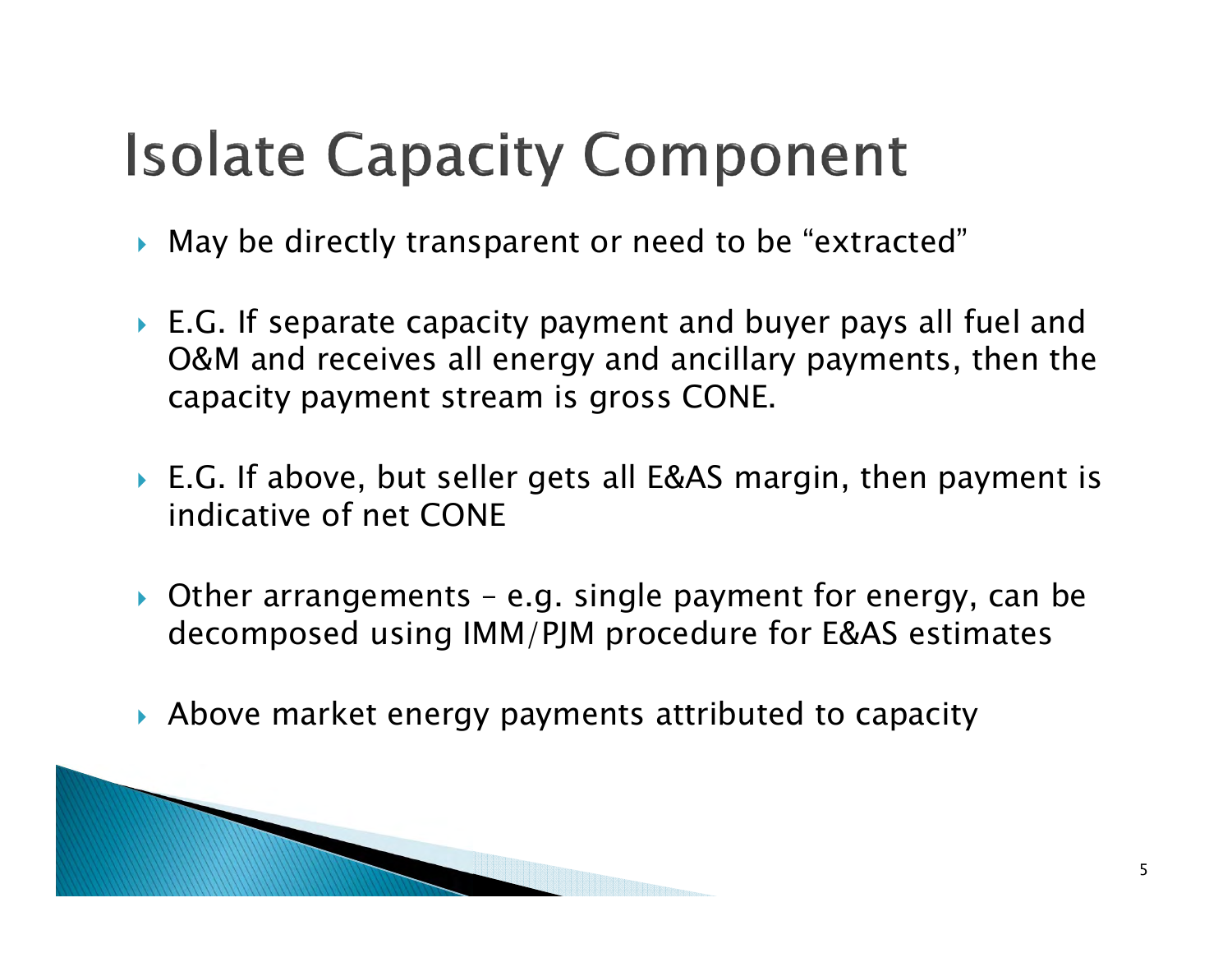# Isolate Capacity Component

- May be directly transparent or need to be "extracted"
- E.G. If separate capacity payment and buyer pays all fuel and O&M and receives all energy and ancillary payments, then the capacity payment stream is gross CONE.
- E.G. If above, but seller gets all E&AS margin, then payment is indicative of net CONE
- Other arrangements – e.g. single payment for energy, can be decomposed using IMM/PJM procedure for E&AS estimates
- Above market energy payments attributed to capacity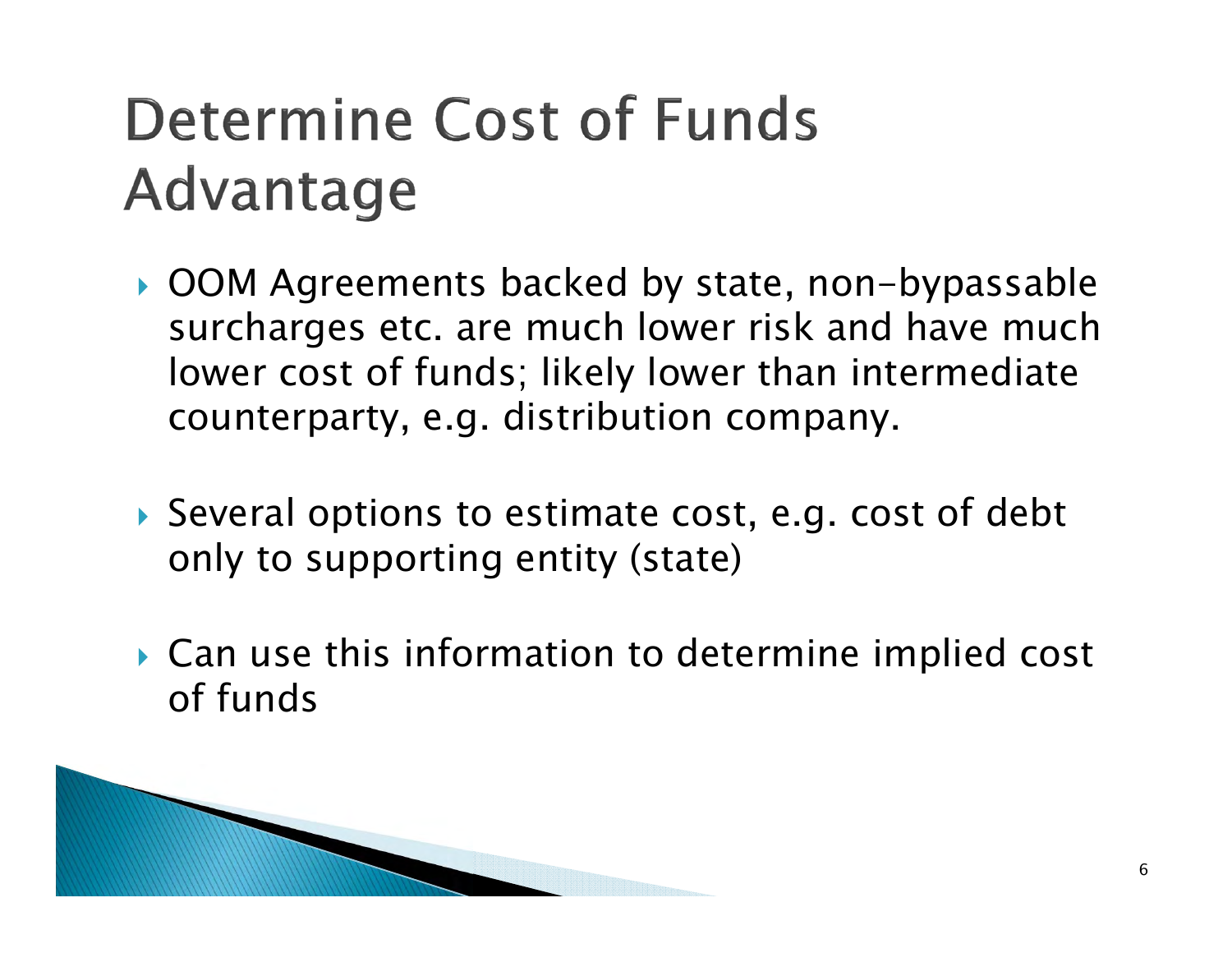# Determine Cost of Funds Advantage

- OOM Agreements backed by state, non-bypassable surcharges etc. are much lower risk and have much lower cost of funds; likely lower than intermediate counterparty, e.g. distribution company.
- Several options to estimate cost, e.g. cost of debt only to supporting entity (state)
- Can use this information to determine implied cost of funds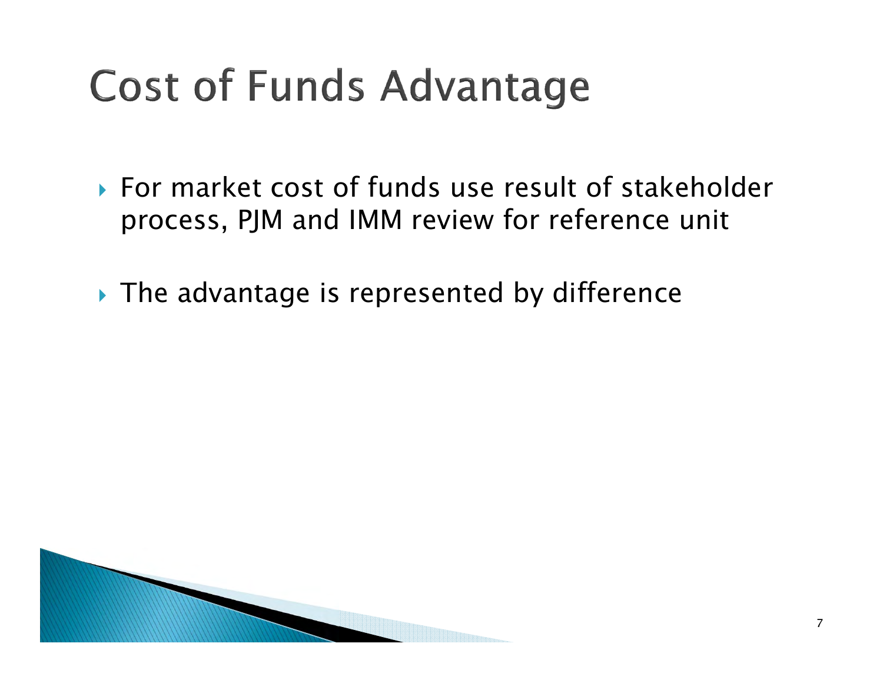# Cost of Funds Advantage

- For market cost of funds use result of stakeholder process, PJM and IMM review for reference unit
- The advantage is represented by difference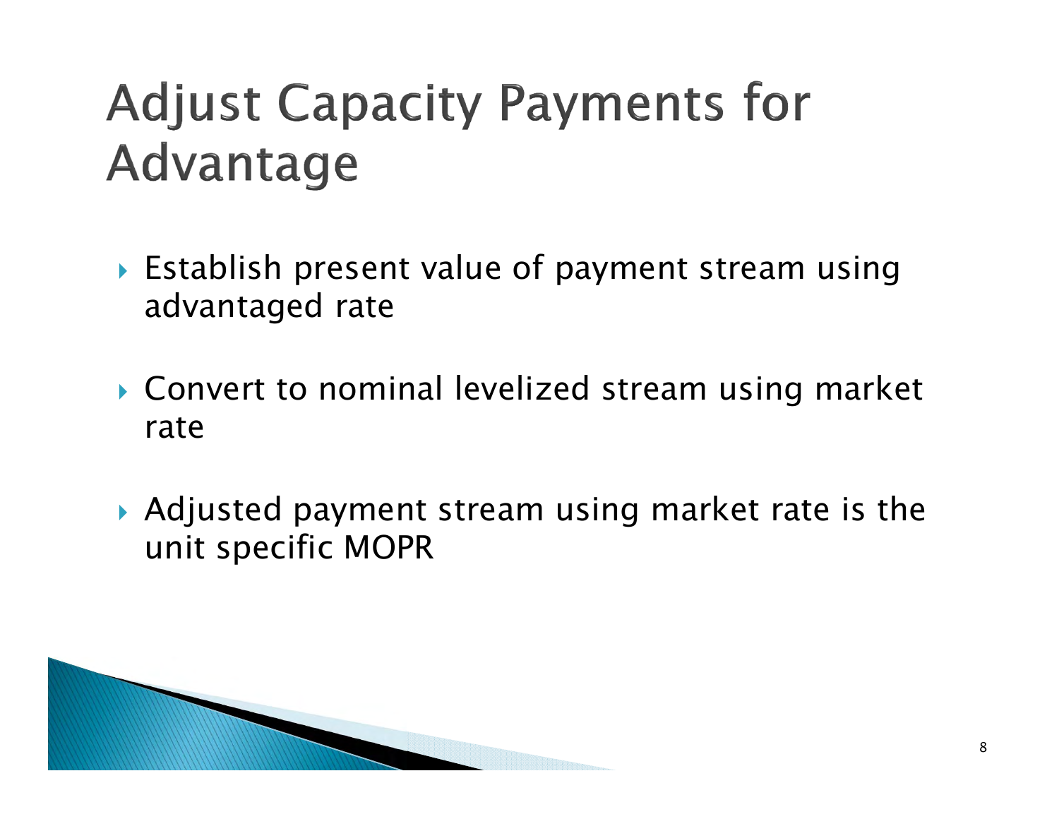# Adjust Capacity Payments for Advantage

- Establish present value of payment stream using advantaged rate
- Convert to nominal levelized stream using market rate
- Adjusted payment stream using market rate is the unit specific MOPR